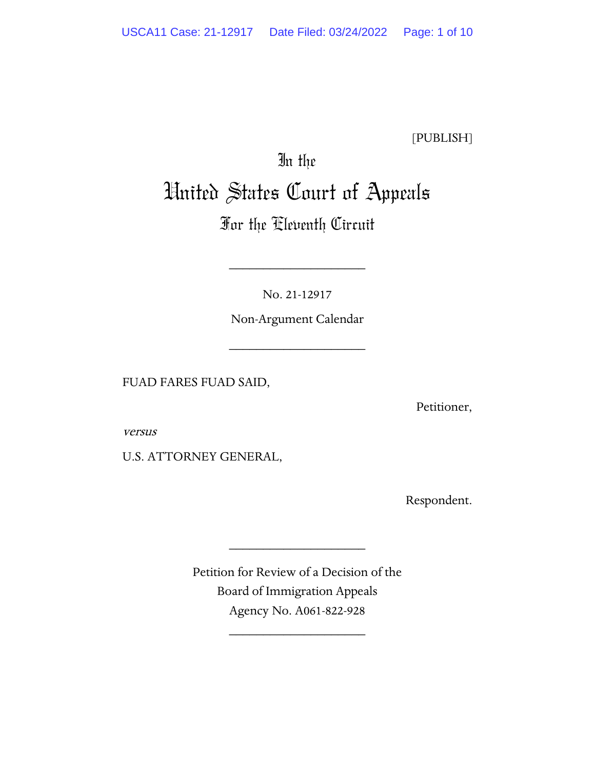[PUBLISH]

# In the
# United States Court of Appeals
## For the Eleventh Circuit

____________________

No. 21-12917

Non-Argument Calendar

____________________

FUAD FARES FUAD SAID,

Petitioner,

*versus*

U.S. ATTORNEY GENERAL,

Respondent.

____________________

Petition for Review of a Decision of the
Board of Immigration Appeals
Agency No. A061-822-928

____________________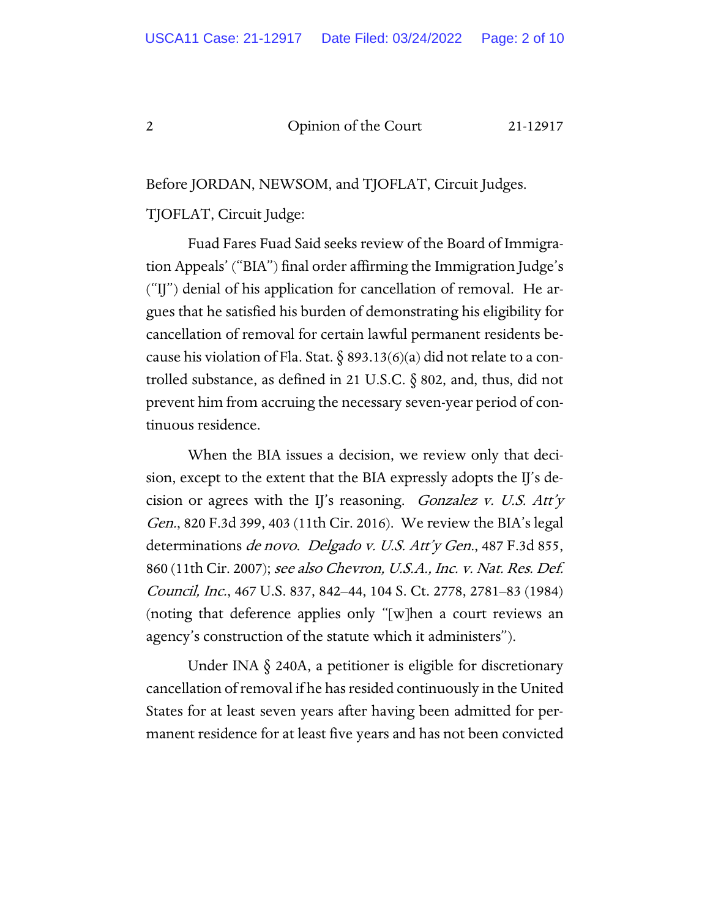Before JORDAN, NEWSOM, and TJOFLAT, Circuit Judges.

TJOFLAT, Circuit Judge:

Fuad Fares Fuad Said seeks review of the Board of Immigration Appeals' ("BIA") final order affirming the Immigration Judge's ("IJ") denial of his application for cancellation of removal. He argues that he satisfied his burden of demonstrating his eligibility for cancellation of removal for certain lawful permanent residents because his violation of Fla. Stat. § 893.13(6)(a) did not relate to a controlled substance, as defined in 21 U.S.C. § 802, and, thus, did not prevent him from accruing the necessary seven-year period of continuous residence.

When the BIA issues a decision, we review only that decision, except to the extent that the BIA expressly adopts the IJ's decision or agrees with the IJ's reasoning. *Gonzalez v. U.S. Att'y Gen.*, 820 F.3d 399, 403 (11th Cir. 2016). We review the BIA's legal determinations *de novo*. *Delgado v. U.S. Att'y Gen.*, 487 F.3d 855, 860 (11th Cir. 2007); *see also Chevron, U.S.A., Inc. v. Nat. Res. Def. Council, Inc.*, 467 U.S. 837, 842–44, 104 S. Ct. 2778, 2781–83 (1984) (noting that deference applies only "[w]hen a court reviews an agency's construction of the statute which it administers").

Under INA § 240A, a petitioner is eligible for discretionary cancellation of removal if he has resided continuously in the United States for at least seven years after having been admitted for permanent residence for at least five years and has not been convicted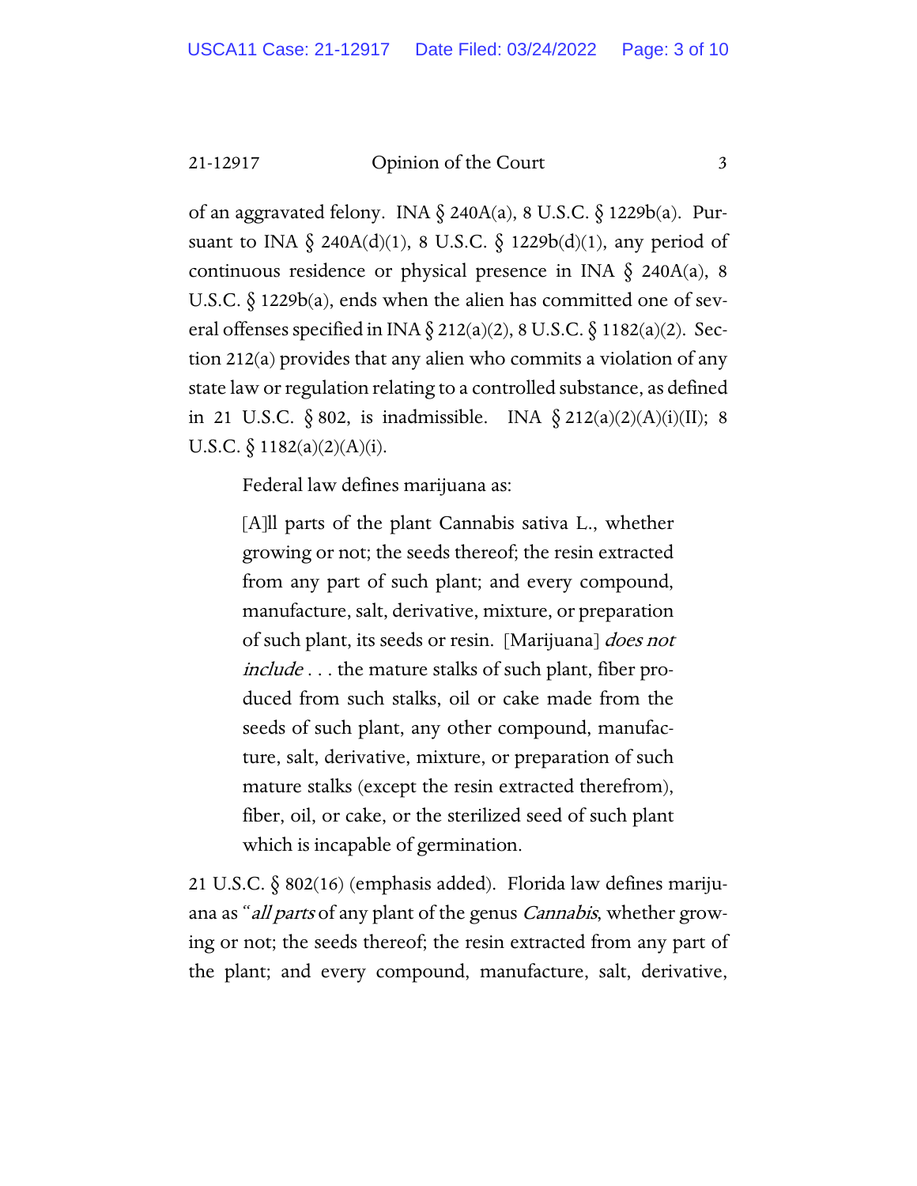of an aggravated felony. INA § 240A(a), 8 U.S.C. § 1229b(a). Pursuant to INA § 240A(d)(1), 8 U.S.C. § 1229b(d)(1), any period of continuous residence or physical presence in INA § 240A(a), 8 U.S.C. § 1229b(a), ends when the alien has committed one of several offenses specified in INA § 212(a)(2), 8 U.S.C. § 1182(a)(2). Section 212(a) provides that any alien who commits a violation of any state law or regulation relating to a controlled substance, as defined in 21 U.S.C. § 802, is inadmissible. INA § 212(a)(2)(A)(i)(II); 8 U.S.C. § 1182(a)(2)(A)(i).

Federal law defines marijuana as:

> [A]ll parts of the plant Cannabis sativa L., whether growing or not; the seeds thereof; the resin extracted from any part of such plant; and every compound, manufacture, salt, derivative, mixture, or preparation of such plant, its seeds or resin. [Marijuana] *does not include* . . . the mature stalks of such plant, fiber produced from such stalks, oil or cake made from the seeds of such plant, any other compound, manufacture, salt, derivative, mixture, or preparation of such mature stalks (except the resin extracted therefrom), fiber, oil, or cake, or the sterilized seed of such plant which is incapable of germination.

21 U.S.C. § 802(16) (emphasis added). Florida law defines marijuana as "*all parts* of any plant of the genus *Cannabis*, whether growing or not; the seeds thereof; the resin extracted from any part of the plant; and every compound, manufacture, salt, derivative,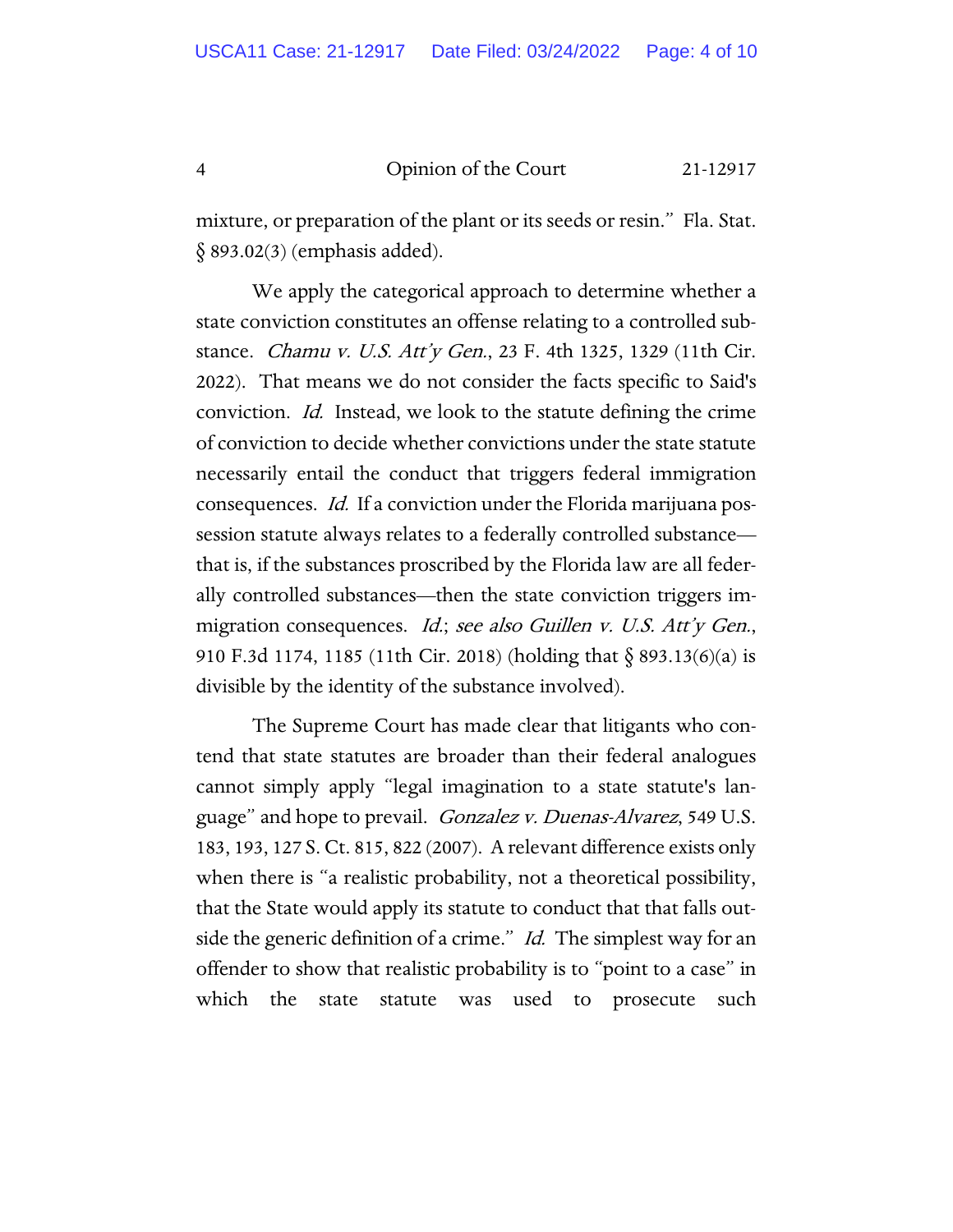mixture, or preparation of the plant or its seeds or resin." Fla. Stat. § 893.02(3) (emphasis added).

We apply the categorical approach to determine whether a state conviction constitutes an offense relating to a controlled substance. *Chamu v. U.S. Att'y Gen.*, 23 F. 4th 1325, 1329 (11th Cir. 2022). That means we do not consider the facts specific to Said's conviction. *Id.* Instead, we look to the statute defining the crime of conviction to decide whether convictions under the state statute necessarily entail the conduct that triggers federal immigration consequences. *Id.* If a conviction under the Florida marijuana possession statute always relates to a federally controlled substance—that is, if the substances proscribed by the Florida law are all federally controlled substances—then the state conviction triggers immigration consequences. *Id.*; *see also Guillen v. U.S. Att'y Gen.*, 910 F.3d 1174, 1185 (11th Cir. 2018) (holding that § 893.13(6)(a) is divisible by the identity of the substance involved).

The Supreme Court has made clear that litigants who contend that state statutes are broader than their federal analogues cannot simply apply "legal imagination to a state statute's language" and hope to prevail. *Gonzalez v. Duenas-Alvarez*, 549 U.S. 183, 193, 127 S. Ct. 815, 822 (2007). A relevant difference exists only when there is "a realistic probability, not a theoretical possibility, that the State would apply its statute to conduct that that falls outside the generic definition of a crime." *Id.* The simplest way for an offender to show that realistic probability is to "point to a case" in which the state statute was used to prosecute such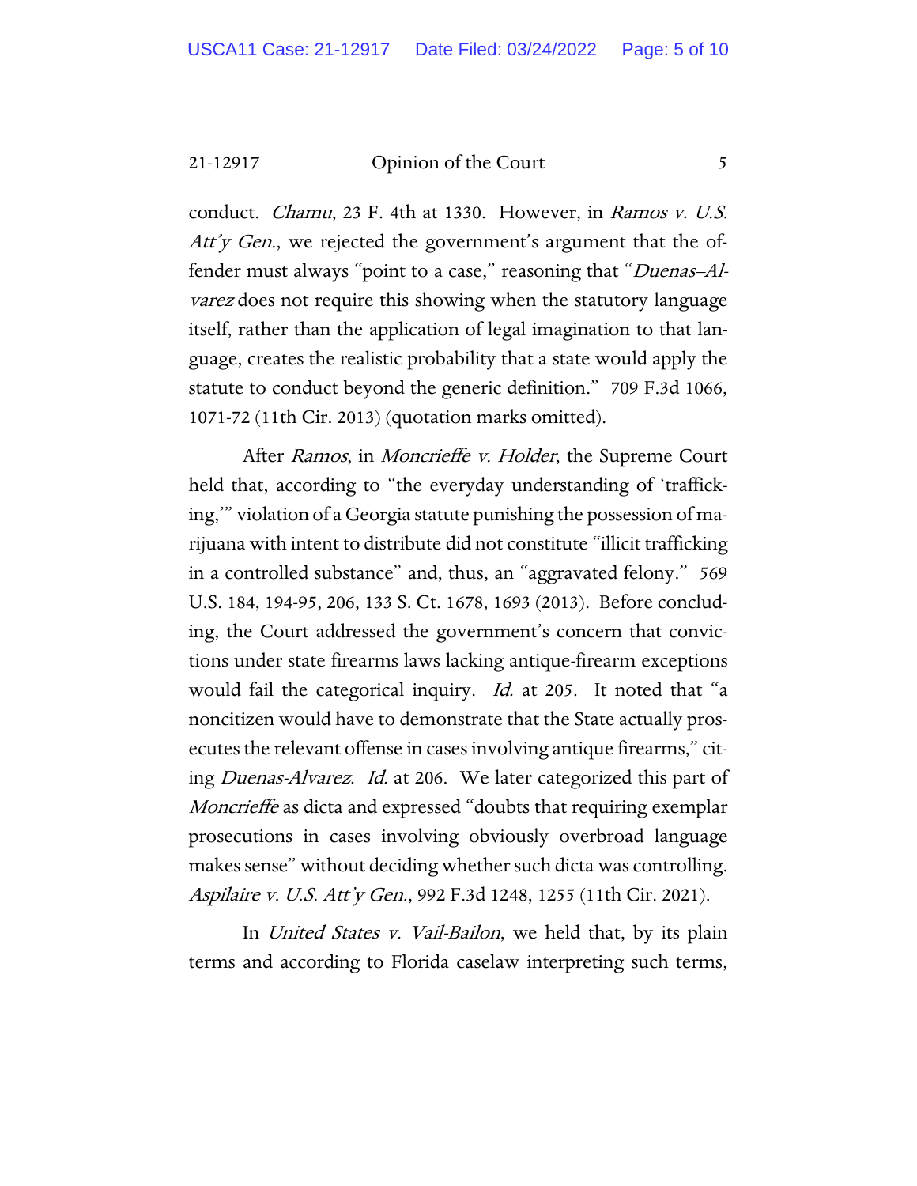conduct. *Chamu*, 23 F. 4th at 1330. However, in *Ramos v. U.S. Att'y Gen.*, we rejected the government's argument that the offender must always "point to a case," reasoning that "*Duenas–Alvarez* does not require this showing when the statutory language itself, rather than the application of legal imagination to that language, creates the realistic probability that a state would apply the statute to conduct beyond the generic definition." 709 F.3d 1066, 1071-72 (11th Cir. 2013) (quotation marks omitted).

After *Ramos*, in *Moncrieffe v. Holder*, the Supreme Court held that, according to "the everyday understanding of 'trafficking,'" violation of a Georgia statute punishing the possession of marijuana with intent to distribute did not constitute "illicit trafficking in a controlled substance" and, thus, an "aggravated felony." 569 U.S. 184, 194-95, 206, 133 S. Ct. 1678, 1693 (2013). Before concluding, the Court addressed the government's concern that convictions under state firearms laws lacking antique-firearm exceptions would fail the categorical inquiry. *Id.* at 205. It noted that "a noncitizen would have to demonstrate that the State actually prosecutes the relevant offense in cases involving antique firearms," citing *Duenas-Alvarez*. *Id.* at 206. We later categorized this part of *Moncrieffe* as dicta and expressed "doubts that requiring exemplar prosecutions in cases involving obviously overbroad language makes sense" without deciding whether such dicta was controlling. *Aspilaire v. U.S. Att'y Gen.*, 992 F.3d 1248, 1255 (11th Cir. 2021).

In *United States v. Vail-Bailon*, we held that, by its plain terms and according to Florida caselaw interpreting such terms,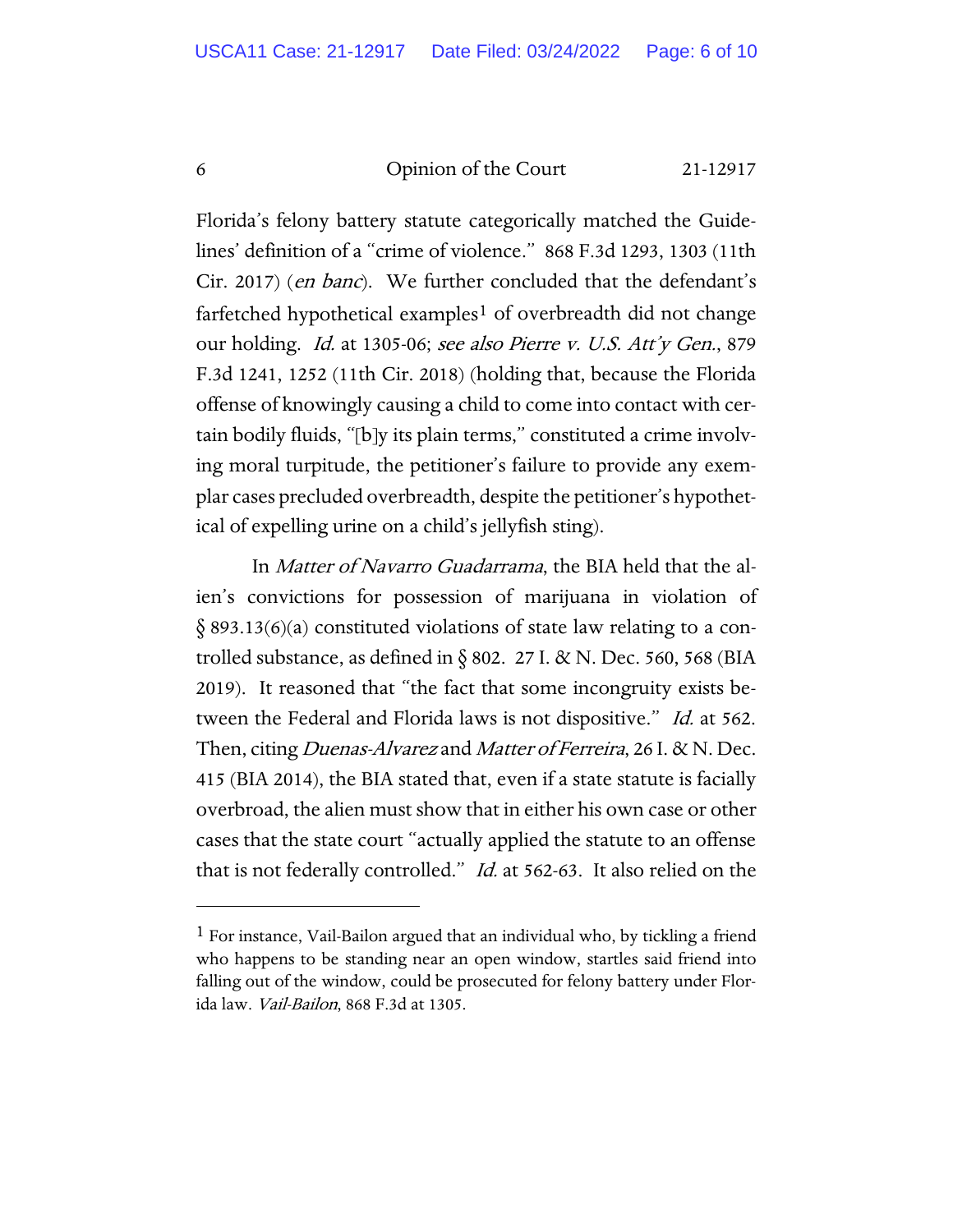Florida's felony battery statute categorically matched the Guidelines' definition of a "crime of violence." 868 F.3d 1293, 1303 (11th Cir. 2017) (*en banc*). We further concluded that the defendant's farfetched hypothetical examples[1] of overbreadth did not change our holding. *Id.* at 1305-06; *see also Pierre v. U.S. Att'y Gen.*, 879 F.3d 1241, 1252 (11th Cir. 2018) (holding that, because the Florida offense of knowingly causing a child to come into contact with certain bodily fluids, "[b]y its plain terms," constituted a crime involving moral turpitude, the petitioner's failure to provide any exemplar cases precluded overbreadth, despite the petitioner's hypothetical of expelling urine on a child's jellyfish sting).

In *Matter of Navarro Guadarrama*, the BIA held that the alien's convictions for possession of marijuana in violation of § 893.13(6)(a) constituted violations of state law relating to a controlled substance, as defined in § 802. 27 I. & N. Dec. 560, 568 (BIA 2019). It reasoned that "the fact that some incongruity exists between the Federal and Florida laws is not dispositive." *Id.* at 562. Then, citing *Duenas-Alvarez* and *Matter of Ferreira*, 26 I. & N. Dec. 415 (BIA 2014), the BIA stated that, even if a state statute is facially overbroad, the alien must show that in either his own case or other cases that the state court "actually applied the statute to an offense that is not federally controlled." *Id.* at 562-63. It also relied on the

[1] For instance, Vail-Bailon argued that an individual who, by tickling a friend who happens to be standing near an open window, startles said friend into falling out of the window, could be prosecuted for felony battery under Florida law. *Vail-Bailon*, 868 F.3d at 1305.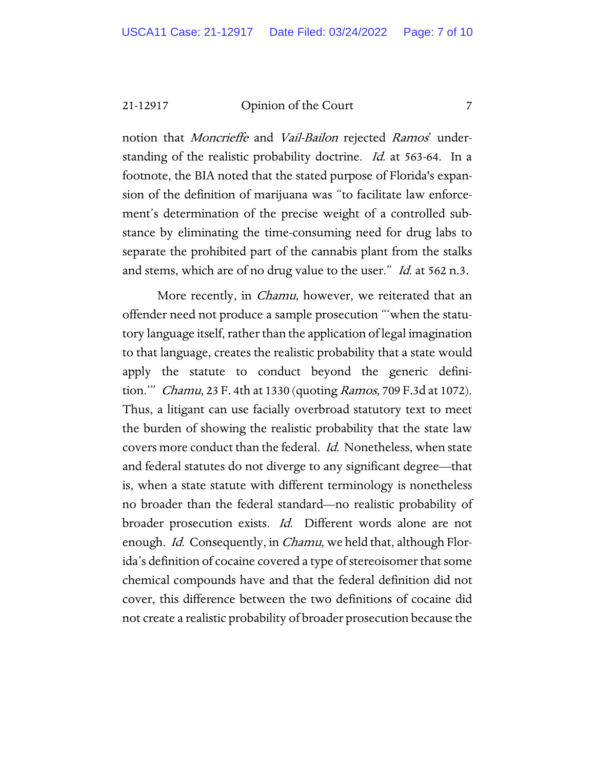notion that *Moncrieffe* and *Vail-Bailon* rejected *Ramos*' understanding of the realistic probability doctrine. *Id.* at 563-64. In a footnote, the BIA noted that the stated purpose of Florida's expansion of the definition of marijuana was "to facilitate law enforcement's determination of the precise weight of a controlled substance by eliminating the time-consuming need for drug labs to separate the prohibited part of the cannabis plant from the stalks and stems, which are of no drug value to the user." *Id.* at 562 n.3.

More recently, in *Chamu*, however, we reiterated that an offender need not produce a sample prosecution "'when the statutory language itself, rather than the application of legal imagination to that language, creates the realistic probability that a state would apply the statute to conduct beyond the generic definition.'" *Chamu*, 23 F. 4th at 1330 (quoting *Ramos*, 709 F.3d at 1072). Thus, a litigant can use facially overbroad statutory text to meet the burden of showing the realistic probability that the state law covers more conduct than the federal. *Id.* Nonetheless, when state and federal statutes do not diverge to any significant degree—that is, when a state statute with different terminology is nonetheless no broader than the federal standard—no realistic probability of broader prosecution exists. *Id.* Different words alone are not enough. *Id.* Consequently, in *Chamu*, we held that, although Florida's definition of cocaine covered a type of stereoisomer that some chemical compounds have and that the federal definition did not cover, this difference between the two definitions of cocaine did not create a realistic probability of broader prosecution because the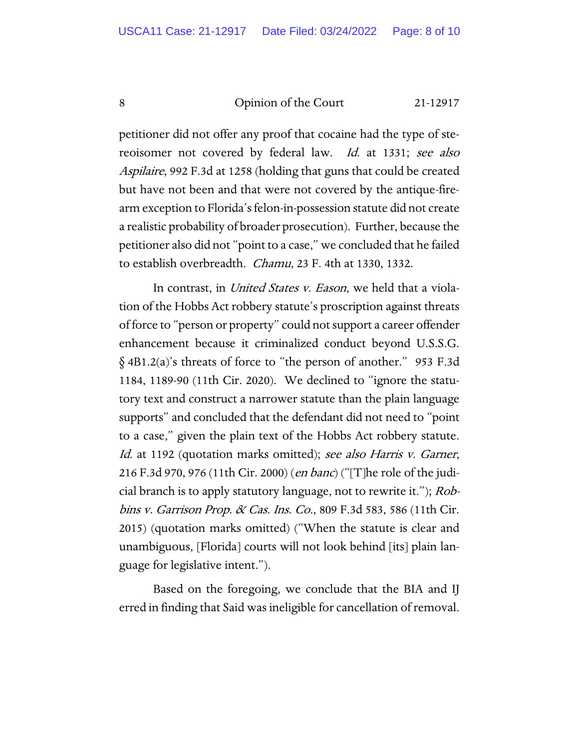petitioner did not offer any proof that cocaine had the type of stereoisomer not covered by federal law. *Id.* at 1331; *see also Aspilaire*, 992 F.3d at 1258 (holding that guns that could be created but have not been and that were not covered by the antique-firearm exception to Florida's felon-in-possession statute did not create a realistic probability of broader prosecution). Further, because the petitioner also did not "point to a case," we concluded that he failed to establish overbreadth. *Chamu*, 23 F. 4th at 1330, 1332.

In contrast, in *United States v. Eason*, we held that a violation of the Hobbs Act robbery statute's proscription against threats of force to "person or property" could not support a career offender enhancement because it criminalized conduct beyond U.S.S.G. § 4B1.2(a)'s threats of force to "the person of another." 953 F.3d 1184, 1189-90 (11th Cir. 2020). We declined to "ignore the statutory text and construct a narrower statute than the plain language supports" and concluded that the defendant did not need to "point to a case," given the plain text of the Hobbs Act robbery statute. *Id.* at 1192 (quotation marks omitted); *see also Harris v. Garner*, 216 F.3d 970, 976 (11th Cir. 2000) (*en banc*) ("[T]he role of the judicial branch is to apply statutory language, not to rewrite it."); *Robbins v. Garrison Prop. & Cas. Ins. Co.*, 809 F.3d 583, 586 (11th Cir. 2015) (quotation marks omitted) ("When the statute is clear and unambiguous, [Florida] courts will not look behind [its] plain language for legislative intent.").

Based on the foregoing, we conclude that the BIA and IJ erred in finding that Said was ineligible for cancellation of removal.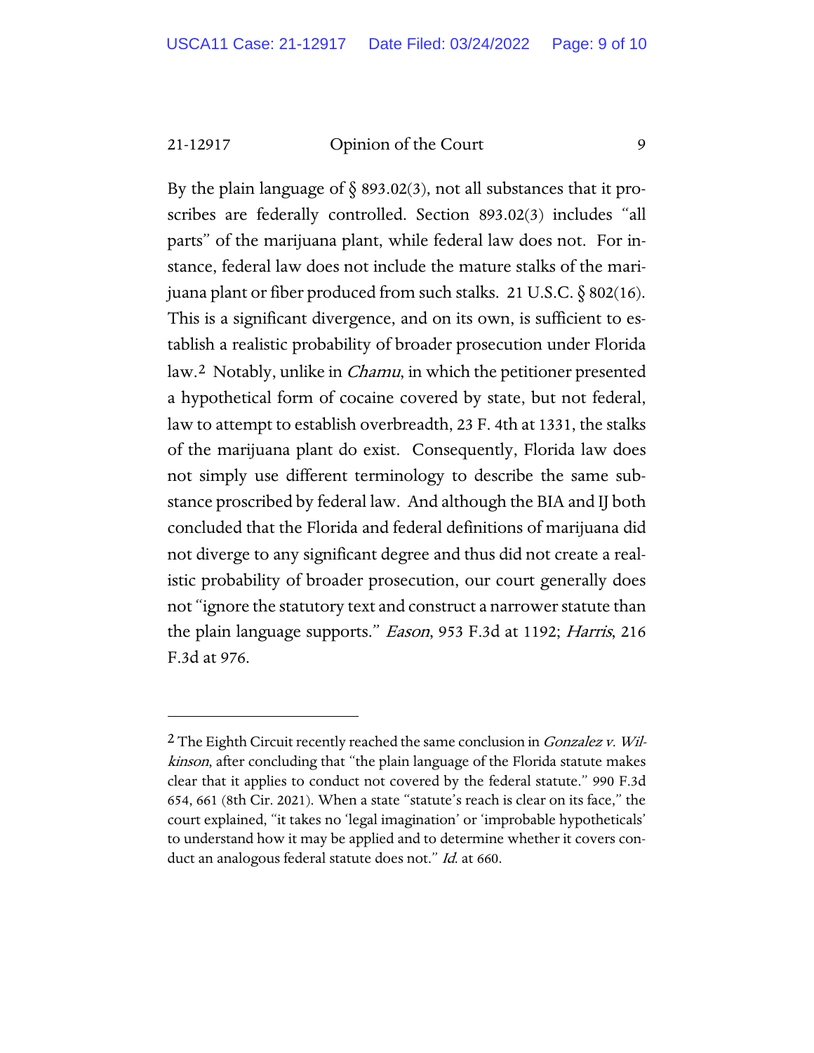By the plain language of § 893.02(3), not all substances that it proscribes are federally controlled. Section 893.02(3) includes "all parts" of the marijuana plant, while federal law does not. For instance, federal law does not include the mature stalks of the marijuana plant or fiber produced from such stalks. 21 U.S.C. § 802(16). This is a significant divergence, and on its own, is sufficient to establish a realistic probability of broader prosecution under Florida law.[2] Notably, unlike in *Chamu*, in which the petitioner presented a hypothetical form of cocaine covered by state, but not federal, law to attempt to establish overbreadth, 23 F. 4th at 1331, the stalks of the marijuana plant do exist. Consequently, Florida law does not simply use different terminology to describe the same substance proscribed by federal law. And although the BIA and IJ both concluded that the Florida and federal definitions of marijuana did not diverge to any significant degree and thus did not create a realistic probability of broader prosecution, our court generally does not "ignore the statutory text and construct a narrower statute than the plain language supports." *Eason*, 953 F.3d at 1192; *Harris*, 216 F.3d at 976.

---

[2] The Eighth Circuit recently reached the same conclusion in *Gonzalez v. Wilkinson*, after concluding that "the plain language of the Florida statute makes clear that it applies to conduct not covered by the federal statute." 990 F.3d 654, 661 (8th Cir. 2021). When a state "statute's reach is clear on its face," the court explained, "it takes no 'legal imagination' or 'improbable hypotheticals' to understand how it may be applied and to determine whether it covers conduct an analogous federal statute does not." *Id.* at 660.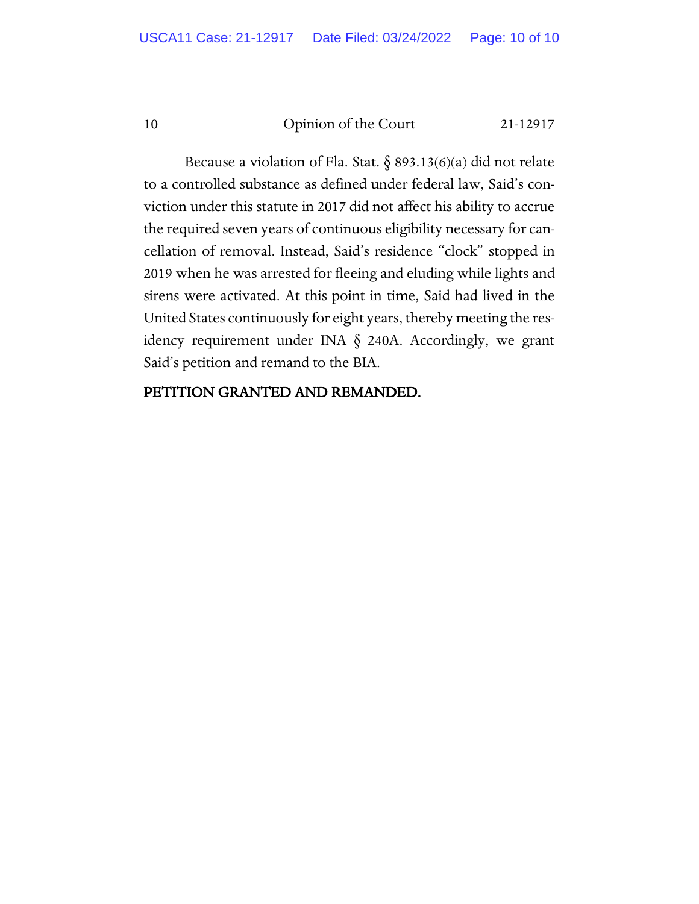Because a violation of Fla. Stat. § 893.13(6)(a) did not relate to a controlled substance as defined under federal law, Said's conviction under this statute in 2017 did not affect his ability to accrue the required seven years of continuous eligibility necessary for cancellation of removal. Instead, Said's residence "clock" stopped in 2019 when he was arrested for fleeing and eluding while lights and sirens were activated. At this point in time, Said had lived in the United States continuously for eight years, thereby meeting the residency requirement under INA § 240A. Accordingly, we grant Said's petition and remand to the BIA.

PETITION GRANTED AND REMANDED.